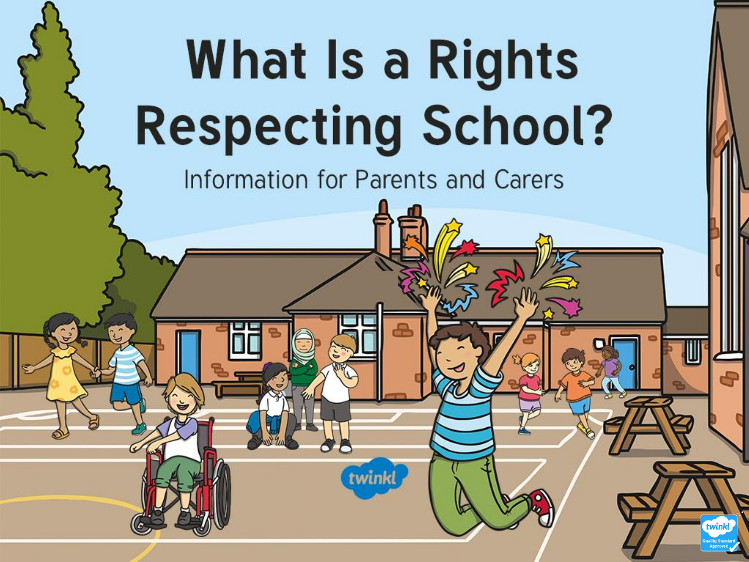# What Is a Rights Respecting School?

Information for Parents and Carers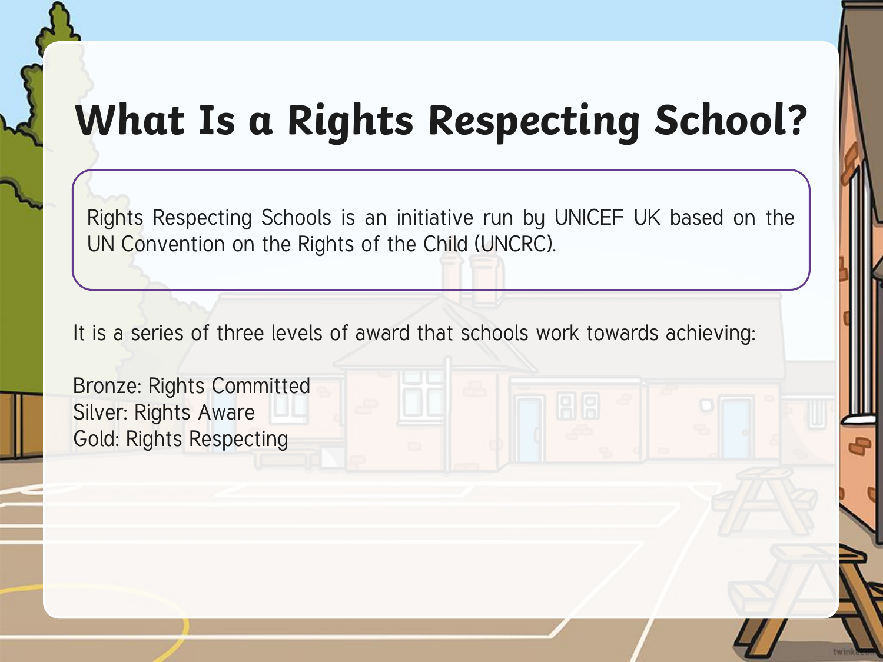# What Is a Rights Respecting School?

Rights Respecting Schools is an initiative run by UNICEF UK based on the UN Convention on the Rights of the Child (UNCRC).

It is a series of three levels of award that schools work towards achieving:

Bronze: Rights Committed
Silver: Rights Aware
Gold: Rights Respecting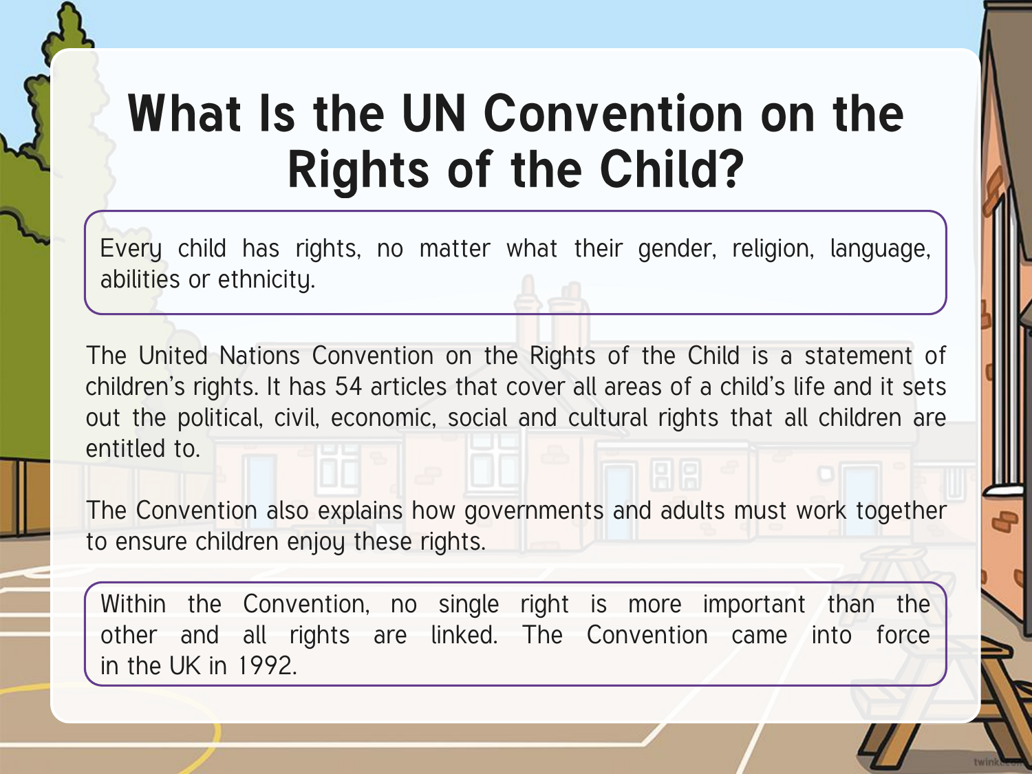# What Is the UN Convention on the Rights of the Child?

Every child has rights, no matter what their gender, religion, language, abilities or ethnicity.

The United Nations Convention on the Rights of the Child is a statement of children's rights. It has 54 articles that cover all areas of a child's life and it sets out the political, civil, economic, social and cultural rights that all children are entitled to.

The Convention also explains how governments and adults must work together to ensure children enjoy these rights.

Within the Convention, no single right is more important than the other and all rights are linked. The Convention came into force in the UK in 1992.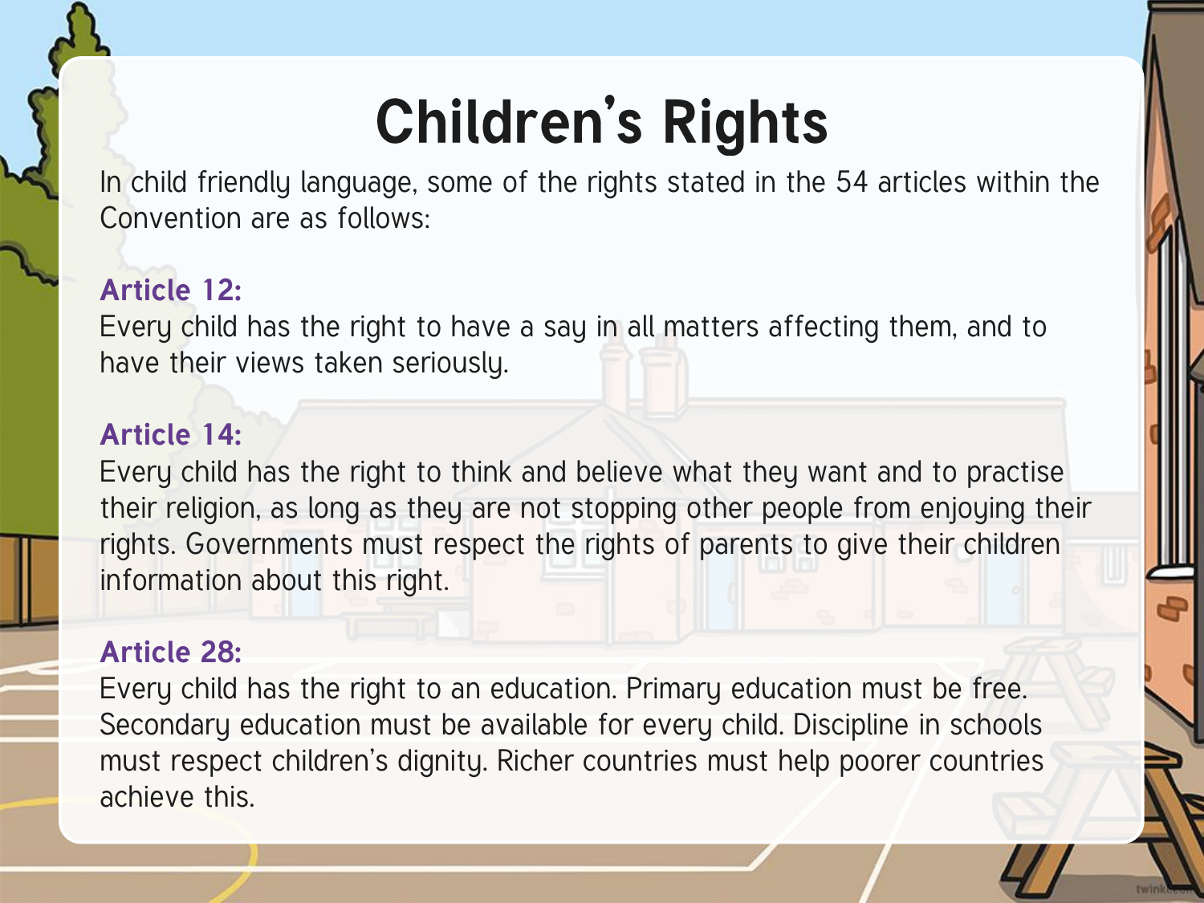# Children's Rights

In child friendly language, some of the rights stated in the 54 articles within the Convention are as follows:

**Article 12:**

Every child has the right to have a say in all matters affecting them, and to have their views taken seriously.

**Article 14:**

Every child has the right to think and believe what they want and to practise their religion, as long as they are not stopping other people from enjoying their rights. Governments must respect the rights of parents to give their children information about this right.

**Article 28:**

Every child has the right to an education. Primary education must be free. Secondary education must be available for every child. Discipline in schools must respect children's dignity. Richer countries must help poorer countries achieve this.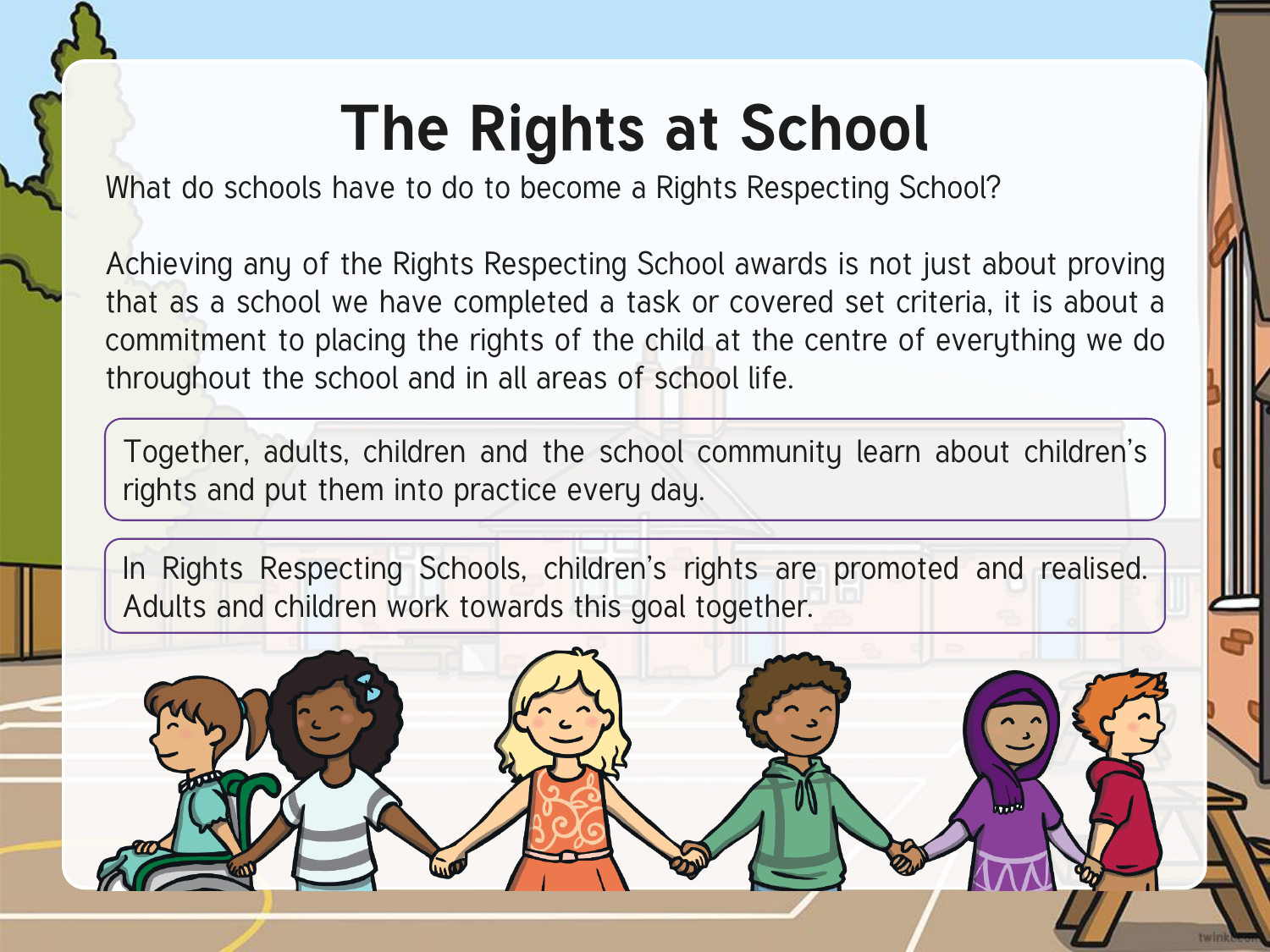# The Rights at School

What do schools have to do to become a Rights Respecting School?

Achieving any of the Rights Respecting School awards is not just about proving that as a school we have completed a task or covered set criteria, it is about a commitment to placing the rights of the child at the centre of everything we do throughout the school and in all areas of school life.

Together, adults, children and the school community learn about children's rights and put them into practice every day.

In Rights Respecting Schools, children's rights are promoted and realised. Adults and children work towards this goal together.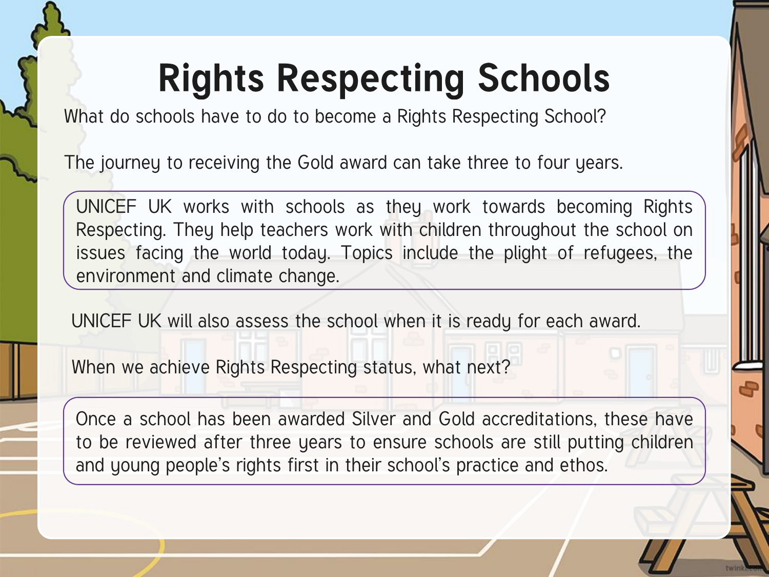# Rights Respecting Schools

What do schools have to do to become a Rights Respecting School?

The journey to receiving the Gold award can take three to four years.

UNICEF UK works with schools as they work towards becoming Rights Respecting. They help teachers work with children throughout the school on issues facing the world today. Topics include the plight of refugees, the environment and climate change.

UNICEF UK will also assess the school when it is ready for each award.

When we achieve Rights Respecting status, what next?

Once a school has been awarded Silver and Gold accreditations, these have to be reviewed after three years to ensure schools are still putting children and young people's rights first in their school's practice and ethos.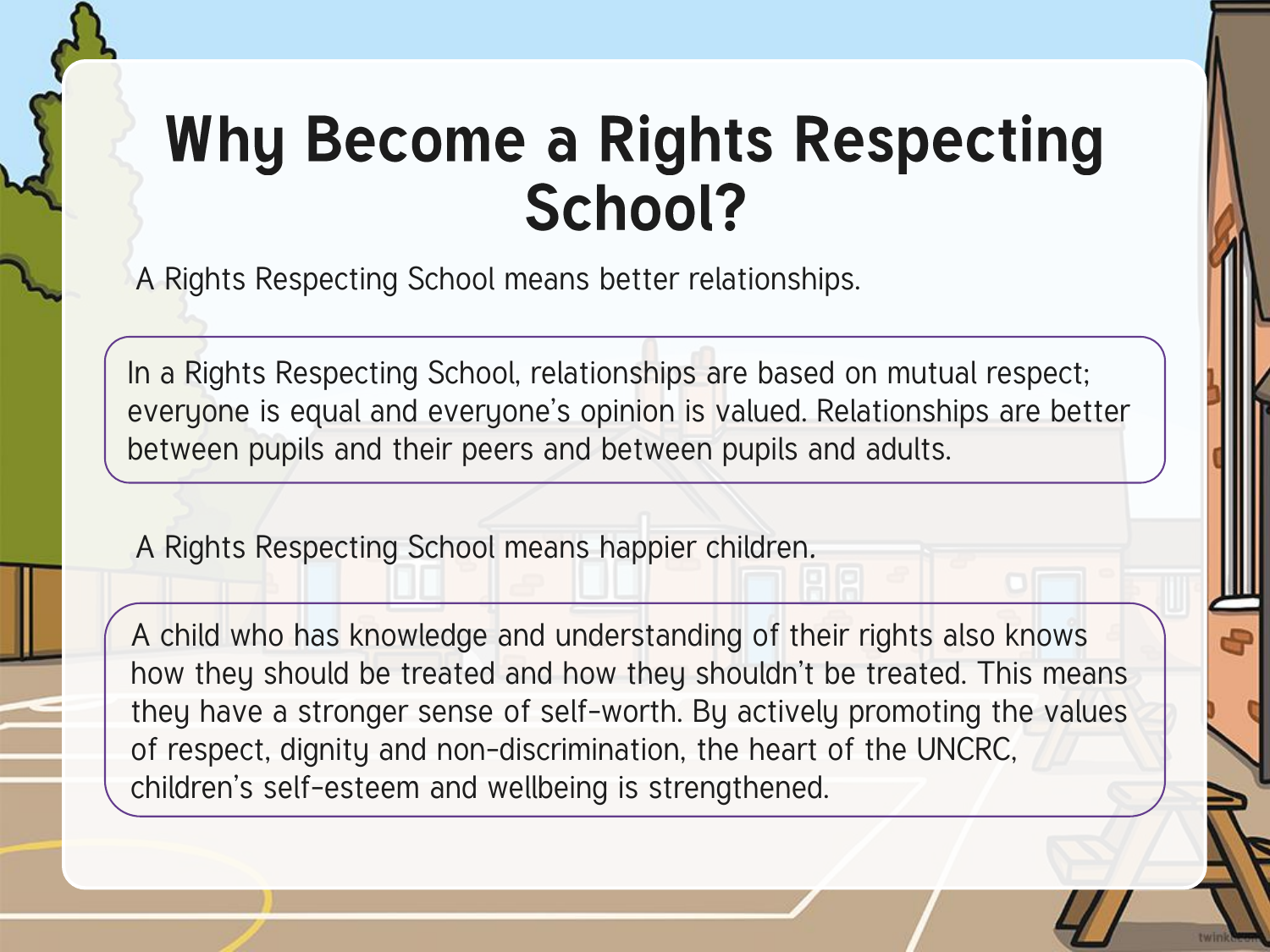# Why Become a Rights Respecting School?

A Rights Respecting School means better relationships.

In a Rights Respecting School, relationships are based on mutual respect; everyone is equal and everyone's opinion is valued. Relationships are better between pupils and their peers and between pupils and adults.

A Rights Respecting School means happier children.

A child who has knowledge and understanding of their rights also knows how they should be treated and how they shouldn't be treated. This means they have a stronger sense of self-worth. By actively promoting the values of respect, dignity and non-discrimination, the heart of the UNCRC, children's self-esteem and wellbeing is strengthened.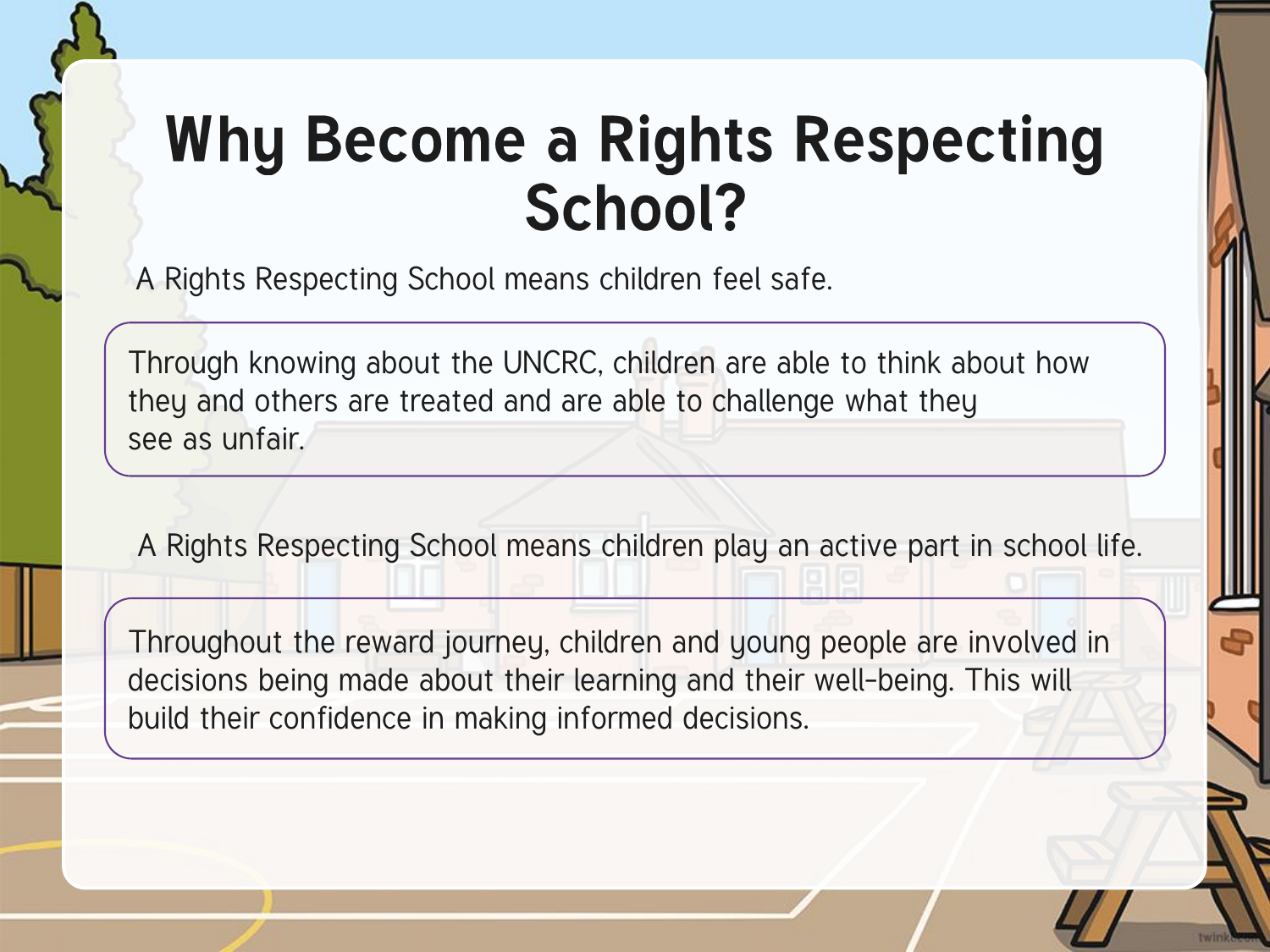# Why Become a Rights Respecting School?

A Rights Respecting School means children feel safe.

Through knowing about the UNCRC, children are able to think about how they and others are treated and are able to challenge what they see as unfair.

A Rights Respecting School means children play an active part in school life.

Throughout the reward journey, children and young people are involved in decisions being made about their learning and their well-being. This will build their confidence in making informed decisions.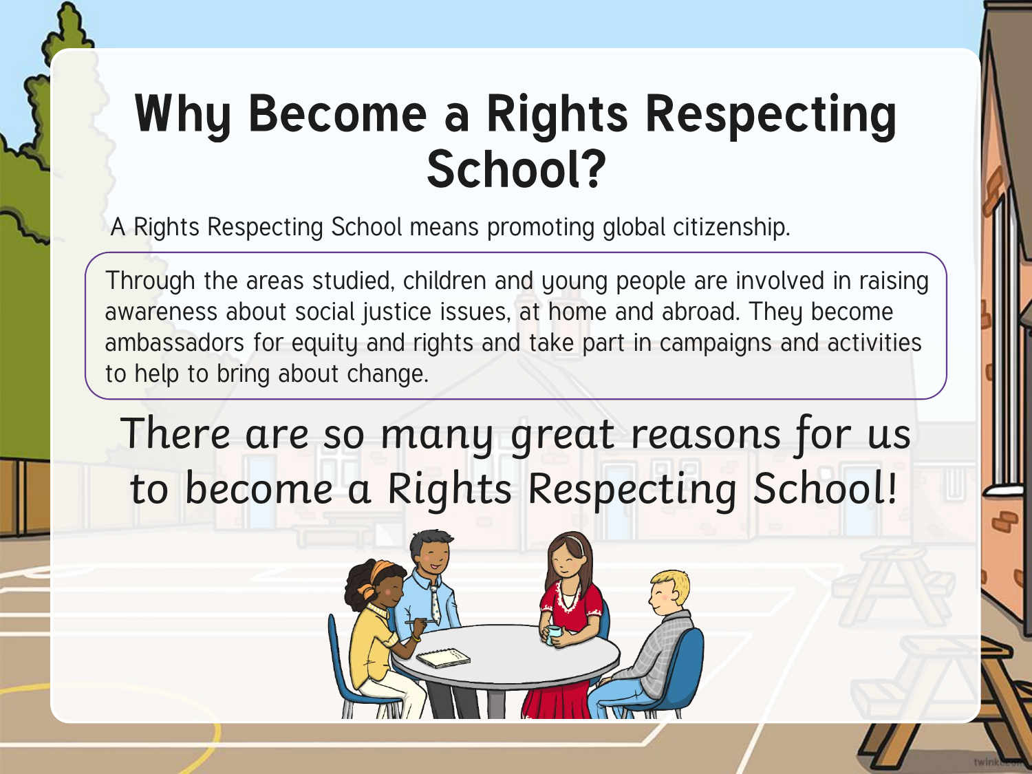# Why Become a Rights Respecting School?

A Rights Respecting School means promoting global citizenship.

Through the areas studied, children and young people are involved in raising awareness about social justice issues, at home and abroad. They become ambassadors for equity and rights and take part in campaigns and activities to help to bring about change.

There are so many great reasons for us to become a Rights Respecting School!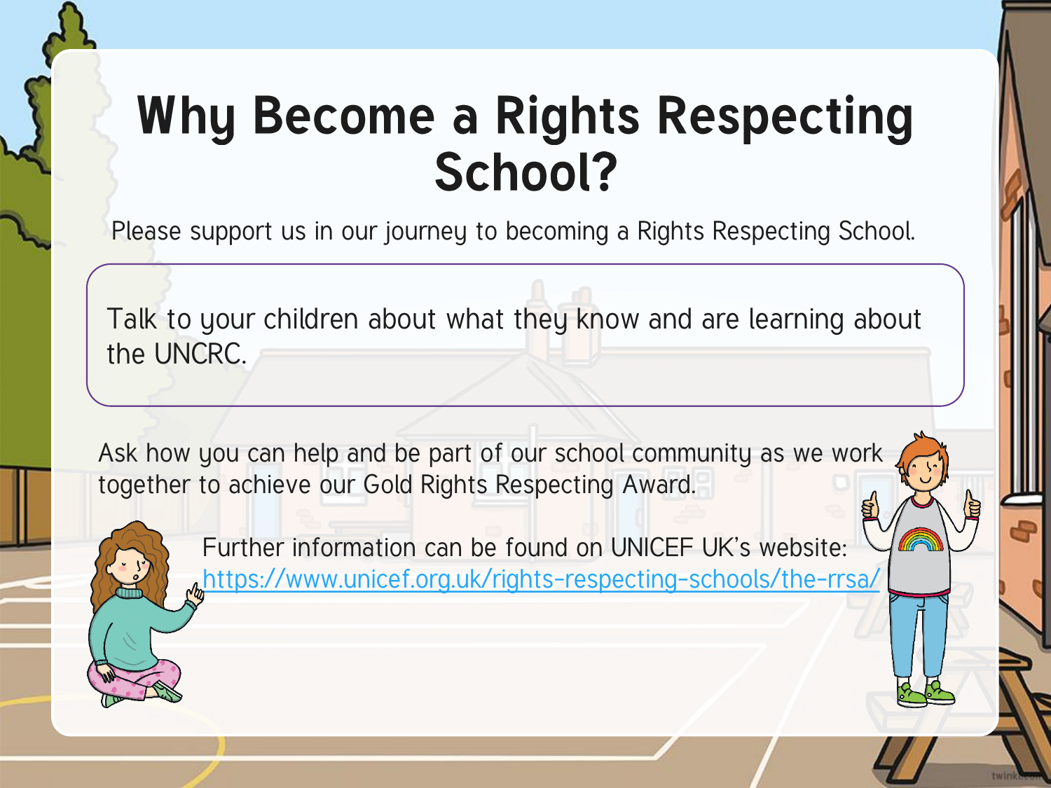# Why Become a Rights Respecting School?

Please support us in our journey to becoming a Rights Respecting School.

Talk to your children about what they know and are learning about the UNCRC.

Ask how you can help and be part of our school community as we work together to achieve our Gold Rights Respecting Award.

Further information can be found on UNICEF UK's website: https://www.unicef.org.uk/rights-respecting-schools/the-rrsa/